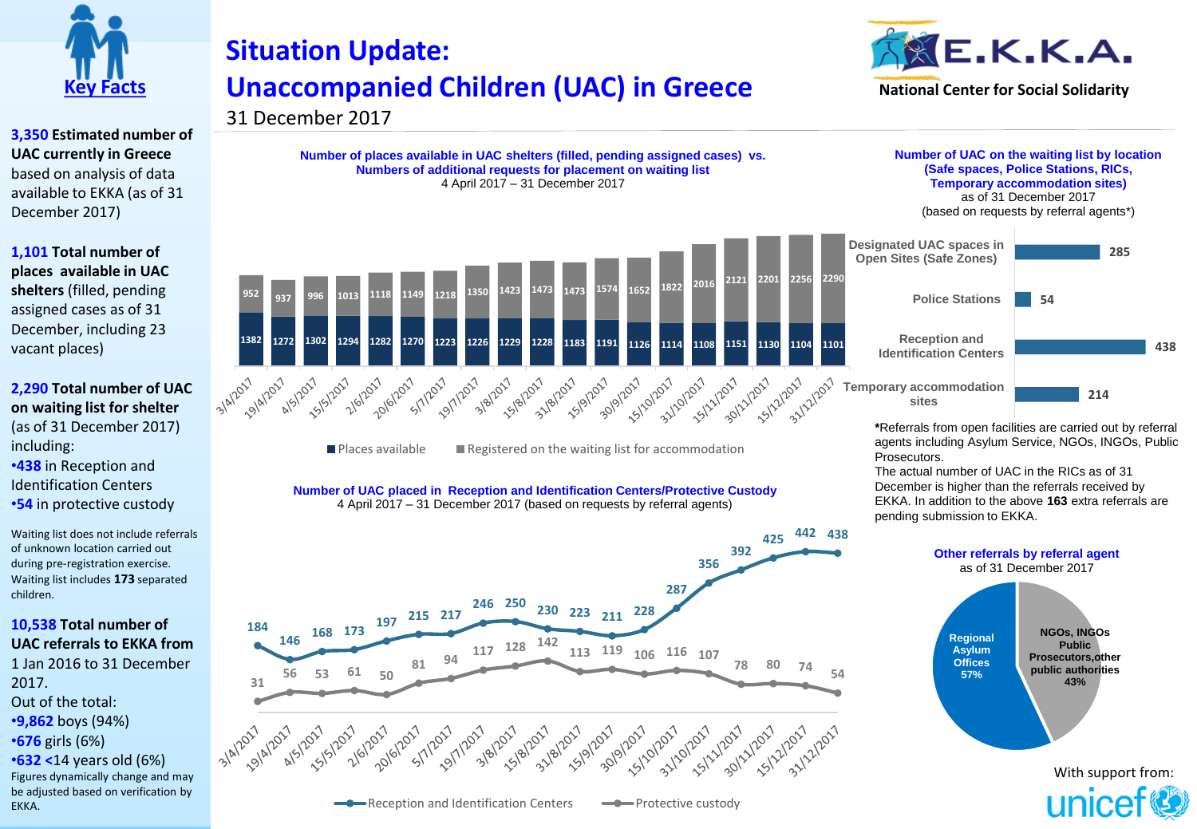# Key Facts

**3,350 Estimated number of UAC currently in Greece** based on analysis of data available to EKKA (as of 31 December 2017)

**1,101 Total number of places available in UAC shelters** (filled, pending assigned cases as of 31 December, including 23 vacant places)

**2,290 Total number of UAC on waiting list for shelter** (as of 31 December 2017) including:

- **438** in Reception and Identification Centers
- **54** in protective custody

Waiting list does not include referrals of unknown location carried out during pre-registration exercise. Waiting list includes **173** separated children.

**10,538 Total number of UAC referrals to EKKA from** 1 Jan 2016 to 31 December 2017.

Out of the total:

- **9,862** boys (94%)
- **676** girls (6%)
- **632** <14 years old (6%)

Figures dynamically change and may be adjusted based on verification by EKKA.

# Situation Update: Unaccompanied Children (UAC) in Greece

31 December 2017

E.K.K.A. National Center for Social Solidarity

## Number of places available in UAC shelters (filled, pending assigned cases) vs. Numbers of additional requests for placement on waiting list

4 April 2017 – 31 December 2017

| Date | Places available | Registered on the waiting list for accommodation |
|---|---|---|
| 3/4/2017 | 1382 | 952 |
| 19/4/2017 | 1272 | 937 |
| 4/5/2017 | 1302 | 996 |
| 15/5/2017 | 1294 | 1013 |
| 2/6/2017 | 1282 | 1118 |
| 20/6/2017 | 1270 | 1149 |
| 5/7/2017 | 1223 | 1218 |
| 19/7/2017 | 1226 | 1350 |
| 3/8/2017 | 1229 | 1423 |
| 15/8/2017 | 1228 | 1473 |
| 31/8/2017 | 1183 | 1473 |
| 15/9/2017 | 1191 | 1574 |
| 30/9/2017 | 1126 | 1652 |
| 15/10/2017 | 1114 | 1822 |
| 31/10/2017 | 1108 | 2016 |
| 15/11/2017 | 1151 | 2121 |
| 30/11/2017 | 1130 | 2201 |
| 15/12/2017 | 1104 | 2256 |
| 31/12/2017 | 1101 | 2290 |

## Number of UAC on the waiting list by location (Safe spaces, Police Stations, RICs, Temporary accommodation sites)

as of 31 December 2017 (based on requests by referral agents*)

| Location | Number |
|---|---|
| Designated UAC spaces in Open Sites (Safe Zones) | 285 |
| Police Stations | 54 |
| Reception and Identification Centers | 438 |
| Temporary accommodation sites | 214 |

***Referrals from open facilities are carried out by referral agents including Asylum Service, NGOs, INGOs, Public Prosecutors.**

The actual number of UAC in the RICs as of 31 December is higher than the referrals received by EKKA. In addition to the above **163** extra referrals are pending submission to EKKA.

## Number of UAC placed in Reception and Identification Centers/Protective Custody

4 April 2017 – 31 December 2017 (based on requests by referral agents)

| Date | Reception and Identification Centers | Protective custody |
|---|---|---|
| 3/4/2017 | 184 | 31 |
| 19/4/2017 | 146 | 56 |
| 4/5/2017 | 168 | 53 |
| 15/5/2017 | 173 | 61 |
| 2/6/2017 | 197 | 50 |
| 20/6/2017 | 215 | 81 |
| 5/7/2017 | 217 | 94 |
| 19/7/2017 | 246 | 117 |
| 3/8/2017 | 250 | 128 |
| 15/8/2017 | 230 | 142 |
| 31/8/2017 | 223 | 113 |
| 15/9/2017 | 211 | 119 |
| 30/9/2017 | 228 | 106 |
| 15/10/2017 | 287 | 116 |
| 31/10/2017 | 356 | 107 |
| 15/11/2017 | 392 | 78 |
| 30/11/2017 | 425 | 80 |
| 15/12/2017 | 442 | 74 |
| 31/12/2017 | 438 | 54 |

## Other referrals by referral agent

as of 31 December 2017

| Referral agent | Share |
|---|---|
| Regional Asylum Offices | 57% |
| NGOs, INGOs, Public Prosecutors, other public authorities | 43% |

With support from: unicef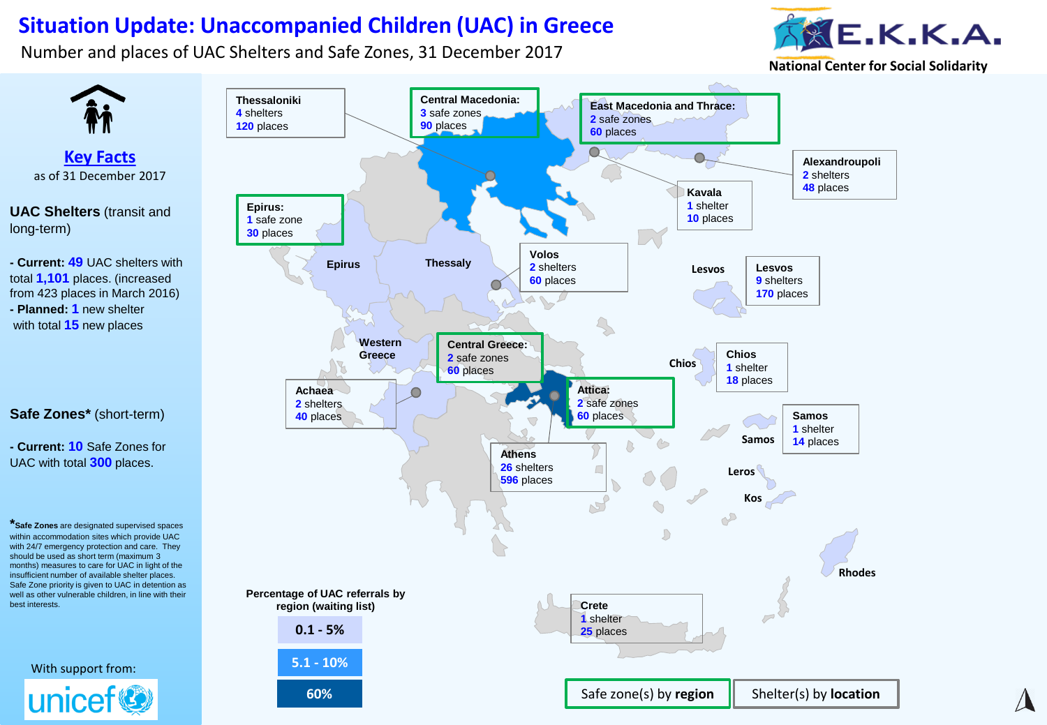# Situation Update: Unaccompanied Children (UAC) in Greece

Number and places of UAC Shelters and Safe Zones, 31 December 2017

E.K.K.A. National Center for Social Solidarity

## Key Facts

as of 31 December 2017

**UAC Shelters** (transit and long-term)

- **Current: 49** UAC shelters with total **1,101** places. (increased from 423 places in March 2016)
- **Planned: 1** new shelter with total **15** new places

**Safe Zones*** (short-term)

- **Current: 10** Safe Zones for UAC with total **300** places.

***Safe Zones** are designated supervised spaces within accommodation sites which provide UAC with 24/7 emergency protection and care. They should be used as short term (maximum 3 months) measures to care for UAC in light of the insufficient number of available shelter places. Safe Zone priority is given to UAC in detention as well as other vulnerable children, in line with their best interests.

With support from: unicef

### Safe zone(s) by region

| Region | Safe zones | Places |
|---|---|---|
| Central Macedonia | 3 | 90 |
| East Macedonia and Thrace | 2 | 60 |
| Epirus | 1 | 30 |
| Central Greece | 2 | 60 |
| Attica | 2 | 60 |

### Shelter(s) by location

| Location | Shelters | Places |
|---|---|---|
| Thessaloniki | 4 | 120 |
| Alexandroupoli | 2 | 48 |
| Kavala | 1 | 10 |
| Volos | 2 | 60 |
| Lesvos | 9 | 170 |
| Chios | 1 | 18 |
| Samos | 1 | 14 |
| Achaea | 2 | 40 |
| Athens | 26 | 596 |
| Crete | 1 | 25 |

**Percentage of UAC referrals by region (waiting list)**

- 0.1 - 5%
- 5.1 - 10%
- 60%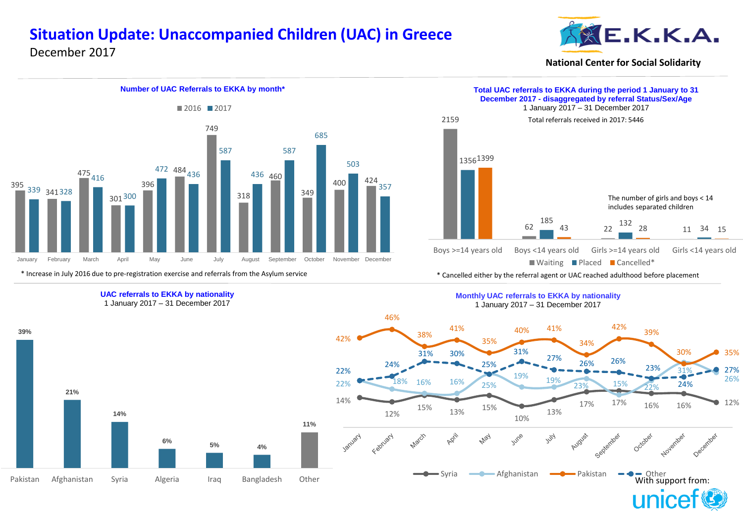# Situation Update: Unaccompanied Children (UAC) in Greece

December 2017

E.K.K.A.

National Center for Social Solidarity

### Number of UAC Referrals to EKKA by month*

2016 2017

395 339 341 328 475 416 301 300 396 472 484 436 749 587 318 436 460 587 349 685 400 503 424 357

January February March April May June July August September October November December

\* Increase in July 2016 due to pre-registration exercise and referrals from the Asylum service

### Total UAC referrals to EKKA during the period 1 January to 31 December 2017 - disaggregated by referral Status/Sex/Age

1 January 2017 – 31 December 2017

Total referrals received in 2017: 5446

2159 1356 1399 62 185 43 22 132 28 11 34 15

Boys >=14 years old Boys <14 years old Girls >=14 years old Girls <14 years old

Waiting Placed Cancelled*

The number of girls and boys < 14 includes separated children

\* Cancelled either by the referral agent or UAC reached adulthood before placement

### UAC referrals to EKKA by nationality

1 January 2017 – 31 December 2017

39% 21% 14% 6% 5% 4% 11%

Pakistan Afghanistan Syria Algeria Iraq Bangladesh Other

### Monthly UAC referrals to EKKA by nationality

1 January 2017 – 31 December 2017

Pakistan: 42% 46% 38% 41% 35% 40% 41% 34% 42% 39% 30% 35%

Other: 22% 24% 31% 30% 25% 31% 27% 26% 26% 23% 24% 27%

Afghanistan: 22% 18% 16% 16% 25% 19% 19% 23% 15% 22% 31% 26%

Syria: 14% 12% 15% 13% 15% 10% 13% 17% 17% 16% 16% 12%

January February March April May June July August September October November December

Syria Afghanistan Pakistan Other

With support from: unicef